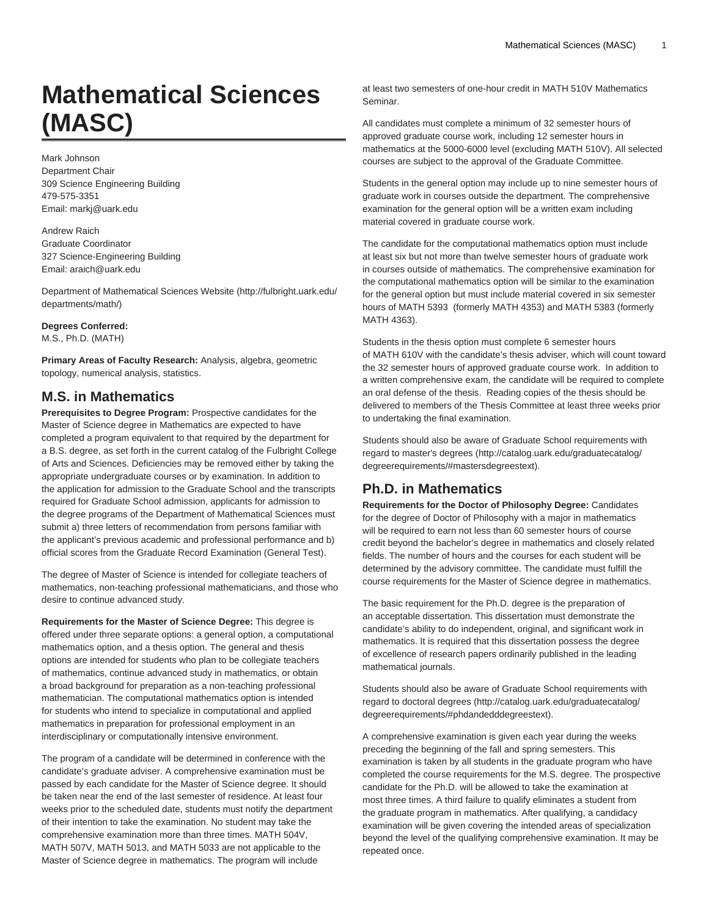# Mathematical Sciences (MASC)

Mark Johnson
Department Chair
309 Science Engineering Building
479-575-3351
Email: markj@uark.edu

Andrew Raich
Graduate Coordinator
327 Science-Engineering Building
Email: araich@uark.edu

Department of Mathematical Sciences Website (http://fulbright.uark.edu/departments/math/)

**Degrees Conferred:**
M.S., Ph.D. (MATH)

**Primary Areas of Faculty Research:** Analysis, algebra, geometric topology, numerical analysis, statistics.

## M.S. in Mathematics

**Prerequisites to Degree Program:** Prospective candidates for the Master of Science degree in Mathematics are expected to have completed a program equivalent to that required by the department for a B.S. degree, as set forth in the current catalog of the Fulbright College of Arts and Sciences. Deficiencies may be removed either by taking the appropriate undergraduate courses or by examination. In addition to the application for admission to the Graduate School and the transcripts required for Graduate School admission, applicants for admission to the degree programs of the Department of Mathematical Sciences must submit a) three letters of recommendation from persons familiar with the applicant's previous academic and professional performance and b) official scores from the Graduate Record Examination (General Test).

The degree of Master of Science is intended for collegiate teachers of mathematics, non-teaching professional mathematicians, and those who desire to continue advanced study.

**Requirements for the Master of Science Degree:** This degree is offered under three separate options: a general option, a computational mathematics option, and a thesis option. The general and thesis options are intended for students who plan to be collegiate teachers of mathematics, continue advanced study in mathematics, or obtain a broad background for preparation as a non-teaching professional mathematician. The computational mathematics option is intended for students who intend to specialize in computational and applied mathematics in preparation for professional employment in an interdisciplinary or computationally intensive environment.

The program of a candidate will be determined in conference with the candidate's graduate adviser. A comprehensive examination must be passed by each candidate for the Master of Science degree. It should be taken near the end of the last semester of residence. At least four weeks prior to the scheduled date, students must notify the department of their intention to take the examination. No student may take the comprehensive examination more than three times. MATH 504V, MATH 507V, MATH 5013, and MATH 5033 are not applicable to the Master of Science degree in mathematics. The program will include at least two semesters of one-hour credit in MATH 510V Mathematics Seminar.

All candidates must complete a minimum of 32 semester hours of approved graduate course work, including 12 semester hours in mathematics at the 5000-6000 level (excluding MATH 510V). All selected courses are subject to the approval of the Graduate Committee.

Students in the general option may include up to nine semester hours of graduate work in courses outside the department. The comprehensive examination for the general option will be a written exam including material covered in graduate course work.

The candidate for the computational mathematics option must include at least six but not more than twelve semester hours of graduate work in courses outside of mathematics. The comprehensive examination for the computational mathematics option will be similar to the examination for the general option but must include material covered in six semester hours of MATH 5393 (formerly MATH 4353) and MATH 5383 (formerly MATH 4363).

Students in the thesis option must complete 6 semester hours of MATH 610V with the candidate's thesis adviser, which will count toward the 32 semester hours of approved graduate course work. In addition to a written comprehensive exam, the candidate will be required to complete an oral defense of the thesis. Reading copies of the thesis should be delivered to members of the Thesis Committee at least three weeks prior to undertaking the final examination.

Students should also be aware of Graduate School requirements with regard to master's degrees (http://catalog.uark.edu/graduatecatalog/degreerequirements/#mastersdegreestext).

## Ph.D. in Mathematics

**Requirements for the Doctor of Philosophy Degree:** Candidates for the degree of Doctor of Philosophy with a major in mathematics will be required to earn not less than 60 semester hours of course credit beyond the bachelor's degree in mathematics and closely related fields. The number of hours and the courses for each student will be determined by the advisory committee. The candidate must fulfill the course requirements for the Master of Science degree in mathematics.

The basic requirement for the Ph.D. degree is the preparation of an acceptable dissertation. This dissertation must demonstrate the candidate's ability to do independent, original, and significant work in mathematics. It is required that this dissertation possess the degree of excellence of research papers ordinarily published in the leading mathematical journals.

Students should also be aware of Graduate School requirements with regard to doctoral degrees (http://catalog.uark.edu/graduatecatalog/degreerequirements/#phdandedddegreestext).

A comprehensive examination is given each year during the weeks preceding the beginning of the fall and spring semesters. This examination is taken by all students in the graduate program who have completed the course requirements for the M.S. degree. The prospective candidate for the Ph.D. will be allowed to take the examination at most three times. A third failure to qualify eliminates a student from the graduate program in mathematics. After qualifying, a candidacy examination will be given covering the intended areas of specialization beyond the level of the qualifying comprehensive examination. It may be repeated once.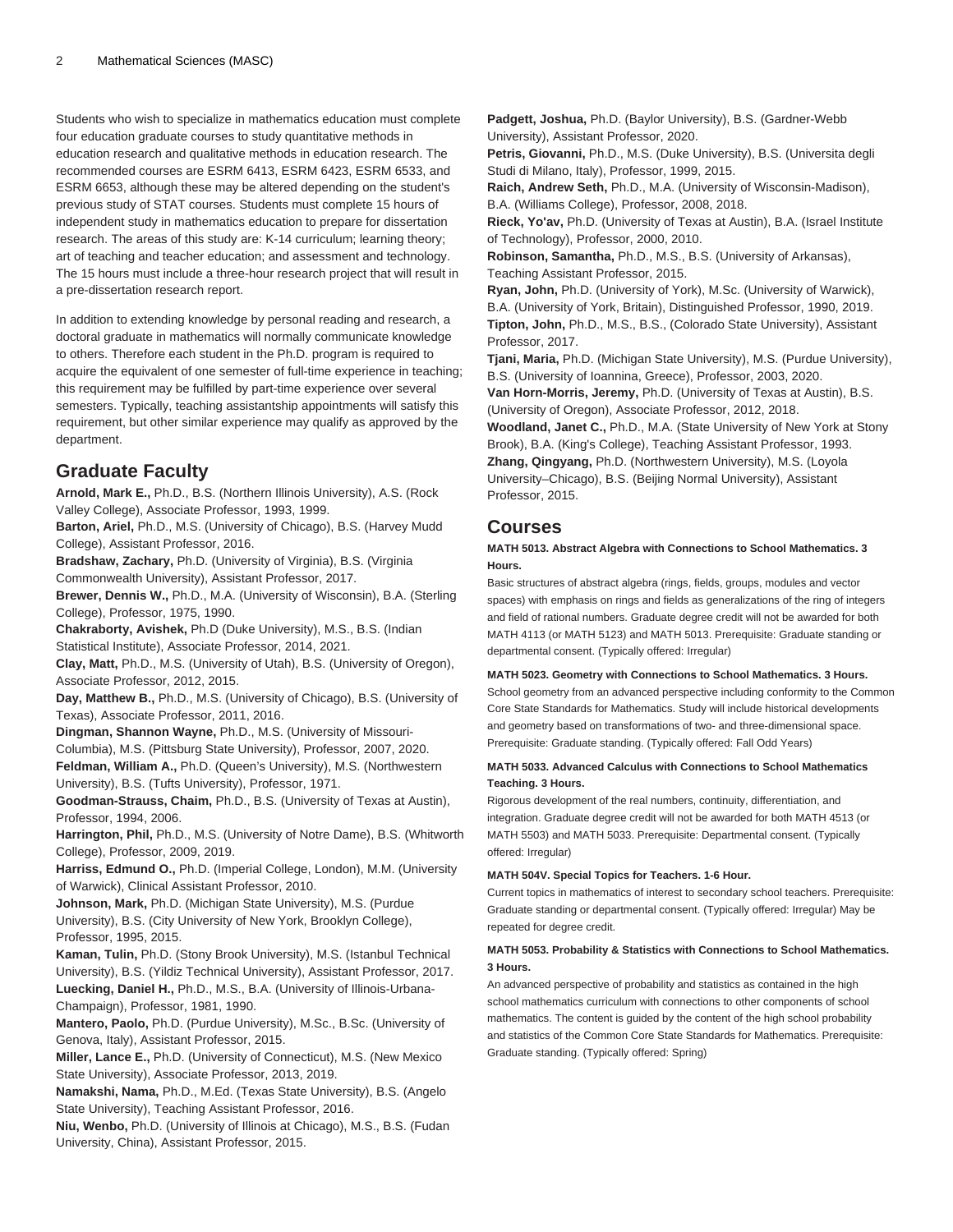Students who wish to specialize in mathematics education must complete four education graduate courses to study quantitative methods in education research and qualitative methods in education research. The recommended courses are ESRM 6413, ESRM 6423, ESRM 6533, and ESRM 6653, although these may be altered depending on the student's previous study of STAT courses. Students must complete 15 hours of independent study in mathematics education to prepare for dissertation research. The areas of this study are: K-14 curriculum; learning theory; art of teaching and teacher education; and assessment and technology. The 15 hours must include a three-hour research project that will result in a pre-dissertation research report.

In addition to extending knowledge by personal reading and research, a doctoral graduate in mathematics will normally communicate knowledge to others. Therefore each student in the Ph.D. program is required to acquire the equivalent of one semester of full-time experience in teaching; this requirement may be fulfilled by part-time experience over several semesters. Typically, teaching assistantship appointments will satisfy this requirement, but other similar experience may qualify as approved by the department.

## Graduate Faculty

**Arnold, Mark E.,** Ph.D., B.S. (Northern Illinois University), A.S. (Rock Valley College), Associate Professor, 1993, 1999.
**Barton, Ariel,** Ph.D., M.S. (University of Chicago), B.S. (Harvey Mudd College), Assistant Professor, 2016.
**Bradshaw, Zachary,** Ph.D. (University of Virginia), B.S. (Virginia Commonwealth University), Assistant Professor, 2017.
**Brewer, Dennis W.,** Ph.D., M.A. (University of Wisconsin), B.A. (Sterling College), Professor, 1975, 1990.
**Chakraborty, Avishek,** Ph.D (Duke University), M.S., B.S. (Indian Statistical Institute), Associate Professor, 2014, 2021.
**Clay, Matt,** Ph.D., M.S. (University of Utah), B.S. (University of Oregon), Associate Professor, 2012, 2015.
**Day, Matthew B.,** Ph.D., M.S. (University of Chicago), B.S. (University of Texas), Associate Professor, 2011, 2016.
**Dingman, Shannon Wayne,** Ph.D., M.S. (University of Missouri-Columbia), M.S. (Pittsburg State University), Professor, 2007, 2020.
**Feldman, William A.,** Ph.D. (Queen's University), M.S. (Northwestern University), B.S. (Tufts University), Professor, 1971.
**Goodman-Strauss, Chaim,** Ph.D., B.S. (University of Texas at Austin), Professor, 1994, 2006.
**Harrington, Phil,** Ph.D., M.S. (University of Notre Dame), B.S. (Whitworth College), Professor, 2009, 2019.
**Harriss, Edmund O.,** Ph.D. (Imperial College, London), M.M. (University of Warwick), Clinical Assistant Professor, 2010.
**Johnson, Mark,** Ph.D. (Michigan State University), M.S. (Purdue University), B.S. (City University of New York, Brooklyn College), Professor, 1995, 2015.
**Kaman, Tulin,** Ph.D. (Stony Brook University), M.S. (Istanbul Technical University), B.S. (Yildiz Technical University), Assistant Professor, 2017.
**Luecking, Daniel H.,** Ph.D., M.S., B.A. (University of Illinois-Urbana-Champaign), Professor, 1981, 1990.
**Mantero, Paolo,** Ph.D. (Purdue University), M.Sc., B.Sc. (University of Genova, Italy), Assistant Professor, 2015.
**Miller, Lance E.,** Ph.D. (University of Connecticut), M.S. (New Mexico State University), Associate Professor, 2013, 2019.
**Namakshi, Nama,** Ph.D., M.Ed. (Texas State University), B.S. (Angelo State University), Teaching Assistant Professor, 2016.
**Niu, Wenbo,** Ph.D. (University of Illinois at Chicago), M.S., B.S. (Fudan University, China), Assistant Professor, 2015.
**Padgett, Joshua,** Ph.D. (Baylor University), B.S. (Gardner-Webb University), Assistant Professor, 2020.
**Petris, Giovanni,** Ph.D., M.S. (Duke University), B.S. (Universita degli Studi di Milano, Italy), Professor, 1999, 2015.
**Raich, Andrew Seth,** Ph.D., M.A. (University of Wisconsin-Madison), B.A. (Williams College), Professor, 2008, 2018.
**Rieck, Yo'av,** Ph.D. (University of Texas at Austin), B.A. (Israel Institute of Technology), Professor, 2000, 2010.
**Robinson, Samantha,** Ph.D., M.S., B.S. (University of Arkansas), Teaching Assistant Professor, 2015.
**Ryan, John,** Ph.D. (University of York), M.Sc. (University of Warwick), B.A. (University of York, Britain), Distinguished Professor, 1990, 2019.
**Tipton, John,** Ph.D., M.S., B.S., (Colorado State University), Assistant Professor, 2017.
**Tjani, Maria,** Ph.D. (Michigan State University), M.S. (Purdue University), B.S. (University of Ioannina, Greece), Professor, 2003, 2020.
**Van Horn-Morris, Jeremy,** Ph.D. (University of Texas at Austin), B.S. (University of Oregon), Associate Professor, 2012, 2018.
**Woodland, Janet C.,** Ph.D., M.A. (State University of New York at Stony Brook), B.A. (King's College), Teaching Assistant Professor, 1993.
**Zhang, Qingyang,** Ph.D. (Northwestern University), M.S. (Loyola University–Chicago), B.S. (Beijing Normal University), Assistant Professor, 2015.

## Courses

**MATH 5013. Abstract Algebra with Connections to School Mathematics. 3 Hours.**

Basic structures of abstract algebra (rings, fields, groups, modules and vector spaces) with emphasis on rings and fields as generalizations of the ring of integers and field of rational numbers. Graduate degree credit will not be awarded for both MATH 4113 (or MATH 5123) and MATH 5013. Prerequisite: Graduate standing or departmental consent. (Typically offered: Irregular)

**MATH 5023. Geometry with Connections to School Mathematics. 3 Hours.**

School geometry from an advanced perspective including conformity to the Common Core State Standards for Mathematics. Study will include historical developments and geometry based on transformations of two- and three-dimensional space. Prerequisite: Graduate standing. (Typically offered: Fall Odd Years)

**MATH 5033. Advanced Calculus with Connections to School Mathematics Teaching. 3 Hours.**

Rigorous development of the real numbers, continuity, differentiation, and integration. Graduate degree credit will not be awarded for both MATH 4513 (or MATH 5503) and MATH 5033. Prerequisite: Departmental consent. (Typically offered: Irregular)

**MATH 504V. Special Topics for Teachers. 1-6 Hour.**

Current topics in mathematics of interest to secondary school teachers. Prerequisite: Graduate standing or departmental consent. (Typically offered: Irregular) May be repeated for degree credit.

**MATH 5053. Probability & Statistics with Connections to School Mathematics. 3 Hours.**

An advanced perspective of probability and statistics as contained in the high school mathematics curriculum with connections to other components of school mathematics. The content is guided by the content of the high school probability and statistics of the Common Core State Standards for Mathematics. Prerequisite: Graduate standing. (Typically offered: Spring)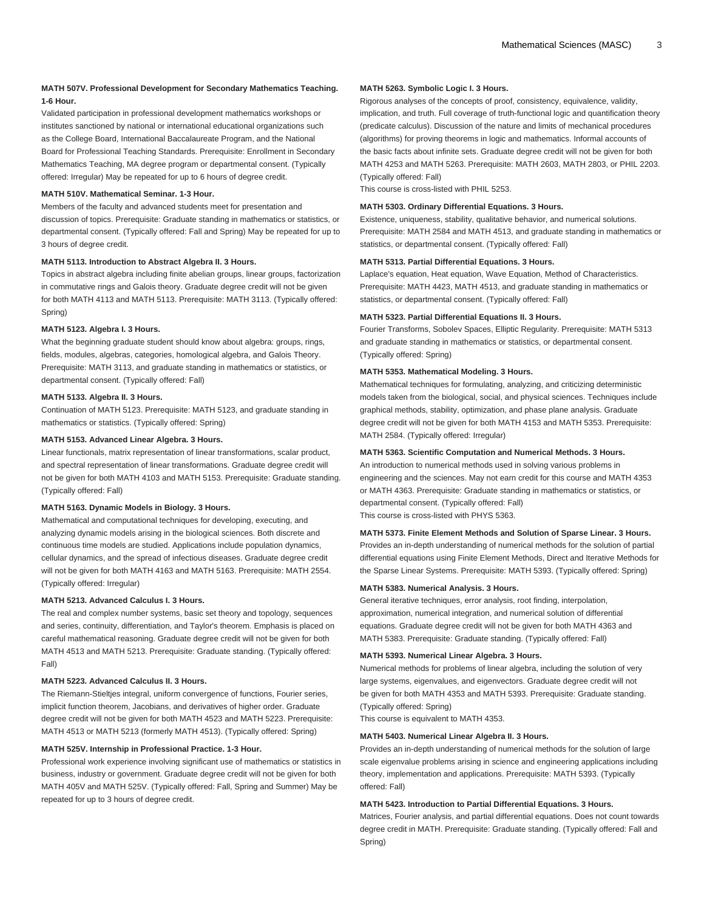**MATH 507V. Professional Development for Secondary Mathematics Teaching. 1-6 Hour.**

Validated participation in professional development mathematics workshops or institutes sanctioned by national or international educational organizations such as the College Board, International Baccalaureate Program, and the National Board for Professional Teaching Standards. Prerequisite: Enrollment in Secondary Mathematics Teaching, MA degree program or departmental consent. (Typically offered: Irregular) May be repeated for up to 6 hours of degree credit.

**MATH 510V. Mathematical Seminar. 1-3 Hour.**

Members of the faculty and advanced students meet for presentation and discussion of topics. Prerequisite: Graduate standing in mathematics or statistics, or departmental consent. (Typically offered: Fall and Spring) May be repeated for up to 3 hours of degree credit.

**MATH 5113. Introduction to Abstract Algebra II. 3 Hours.**

Topics in abstract algebra including finite abelian groups, linear groups, factorization in commutative rings and Galois theory. Graduate degree credit will not be given for both MATH 4113 and MATH 5113. Prerequisite: MATH 3113. (Typically offered: Spring)

**MATH 5123. Algebra I. 3 Hours.**

What the beginning graduate student should know about algebra: groups, rings, fields, modules, algebras, categories, homological algebra, and Galois Theory. Prerequisite: MATH 3113, and graduate standing in mathematics or statistics, or departmental consent. (Typically offered: Fall)

**MATH 5133. Algebra II. 3 Hours.**

Continuation of MATH 5123. Prerequisite: MATH 5123, and graduate standing in mathematics or statistics. (Typically offered: Spring)

**MATH 5153. Advanced Linear Algebra. 3 Hours.**

Linear functionals, matrix representation of linear transformations, scalar product, and spectral representation of linear transformations. Graduate degree credit will not be given for both MATH 4103 and MATH 5153. Prerequisite: Graduate standing. (Typically offered: Fall)

**MATH 5163. Dynamic Models in Biology. 3 Hours.**

Mathematical and computational techniques for developing, executing, and analyzing dynamic models arising in the biological sciences. Both discrete and continuous time models are studied. Applications include population dynamics, cellular dynamics, and the spread of infectious diseases. Graduate degree credit will not be given for both MATH 4163 and MATH 5163. Prerequisite: MATH 2554. (Typically offered: Irregular)

**MATH 5213. Advanced Calculus I. 3 Hours.**

The real and complex number systems, basic set theory and topology, sequences and series, continuity, differentiation, and Taylor's theorem. Emphasis is placed on careful mathematical reasoning. Graduate degree credit will not be given for both MATH 4513 and MATH 5213. Prerequisite: Graduate standing. (Typically offered: Fall)

**MATH 5223. Advanced Calculus II. 3 Hours.**

The Riemann-Stieltjes integral, uniform convergence of functions, Fourier series, implicit function theorem, Jacobians, and derivatives of higher order. Graduate degree credit will not be given for both MATH 4523 and MATH 5223. Prerequisite: MATH 4513 or MATH 5213 (formerly MATH 4513). (Typically offered: Spring)

**MATH 525V. Internship in Professional Practice. 1-3 Hour.**

Professional work experience involving significant use of mathematics or statistics in business, industry or government. Graduate degree credit will not be given for both MATH 405V and MATH 525V. (Typically offered: Fall, Spring and Summer) May be repeated for up to 3 hours of degree credit.

**MATH 5263. Symbolic Logic I. 3 Hours.**

Rigorous analyses of the concepts of proof, consistency, equivalence, validity, implication, and truth. Full coverage of truth-functional logic and quantification theory (predicate calculus). Discussion of the nature and limits of mechanical procedures (algorithms) for proving theorems in logic and mathematics. Informal accounts of the basic facts about infinite sets. Graduate degree credit will not be given for both MATH 4253 and MATH 5263. Prerequisite: MATH 2603, MATH 2803, or PHIL 2203. (Typically offered: Fall)

This course is cross-listed with PHIL 5253.

**MATH 5303. Ordinary Differential Equations. 3 Hours.**

Existence, uniqueness, stability, qualitative behavior, and numerical solutions. Prerequisite: MATH 2584 and MATH 4513, and graduate standing in mathematics or statistics, or departmental consent. (Typically offered: Fall)

**MATH 5313. Partial Differential Equations. 3 Hours.**

Laplace's equation, Heat equation, Wave Equation, Method of Characteristics. Prerequisite: MATH 4423, MATH 4513, and graduate standing in mathematics or statistics, or departmental consent. (Typically offered: Fall)

**MATH 5323. Partial Differential Equations II. 3 Hours.**

Fourier Transforms, Sobolev Spaces, Elliptic Regularity. Prerequisite: MATH 5313 and graduate standing in mathematics or statistics, or departmental consent. (Typically offered: Spring)

**MATH 5353. Mathematical Modeling. 3 Hours.**

Mathematical techniques for formulating, analyzing, and criticizing deterministic models taken from the biological, social, and physical sciences. Techniques include graphical methods, stability, optimization, and phase plane analysis. Graduate degree credit will not be given for both MATH 4153 and MATH 5353. Prerequisite: MATH 2584. (Typically offered: Irregular)

**MATH 5363. Scientific Computation and Numerical Methods. 3 Hours.**

An introduction to numerical methods used in solving various problems in engineering and the sciences. May not earn credit for this course and MATH 4353 or MATH 4363. Prerequisite: Graduate standing in mathematics or statistics, or departmental consent. (Typically offered: Fall)

This course is cross-listed with PHYS 5363.

**MATH 5373. Finite Element Methods and Solution of Sparse Linear. 3 Hours.**

Provides an in-depth understanding of numerical methods for the solution of partial differential equations using Finite Element Methods, Direct and Iterative Methods for the Sparse Linear Systems. Prerequisite: MATH 5393. (Typically offered: Spring)

**MATH 5383. Numerical Analysis. 3 Hours.**

General iterative techniques, error analysis, root finding, interpolation, approximation, numerical integration, and numerical solution of differential equations. Graduate degree credit will not be given for both MATH 4363 and MATH 5383. Prerequisite: Graduate standing. (Typically offered: Fall)

**MATH 5393. Numerical Linear Algebra. 3 Hours.**

Numerical methods for problems of linear algebra, including the solution of very large systems, eigenvalues, and eigenvectors. Graduate degree credit will not be given for both MATH 4353 and MATH 5393. Prerequisite: Graduate standing. (Typically offered: Spring)

This course is equivalent to MATH 4353.

**MATH 5403. Numerical Linear Algebra II. 3 Hours.**

Provides an in-depth understanding of numerical methods for the solution of large scale eigenvalue problems arising in science and engineering applications including theory, implementation and applications. Prerequisite: MATH 5393. (Typically offered: Fall)

**MATH 5423. Introduction to Partial Differential Equations. 3 Hours.**

Matrices, Fourier analysis, and partial differential equations. Does not count towards degree credit in MATH. Prerequisite: Graduate standing. (Typically offered: Fall and Spring)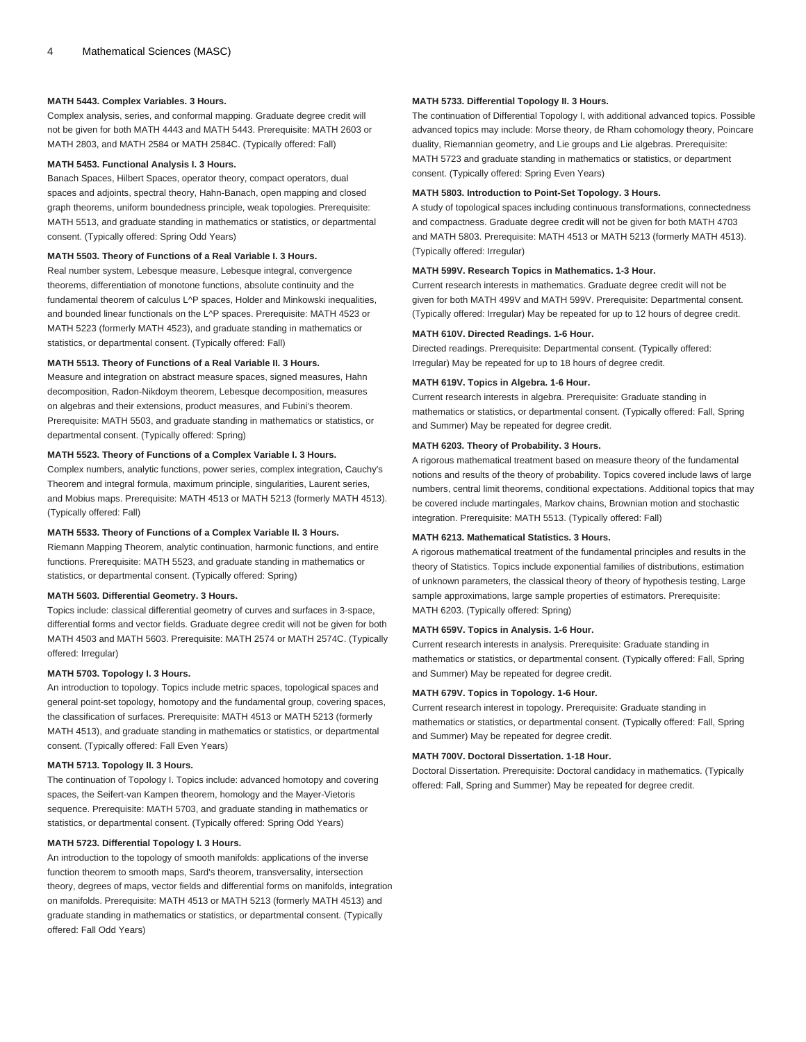**MATH 5443. Complex Variables. 3 Hours.**

Complex analysis, series, and conformal mapping. Graduate degree credit will not be given for both MATH 4443 and MATH 5443. Prerequisite: MATH 2603 or MATH 2803, and MATH 2584 or MATH 2584C. (Typically offered: Fall)

**MATH 5453. Functional Analysis I. 3 Hours.**

Banach Spaces, Hilbert Spaces, operator theory, compact operators, dual spaces and adjoints, spectral theory, Hahn-Banach, open mapping and closed graph theorems, uniform boundedness principle, weak topologies. Prerequisite: MATH 5513, and graduate standing in mathematics or statistics, or departmental consent. (Typically offered: Spring Odd Years)

**MATH 5503. Theory of Functions of a Real Variable I. 3 Hours.**

Real number system, Lebesgue measure, Lebesgue integral, convergence theorems, differentiation of monotone functions, absolute continuity and the fundamental theorem of calculus L^P spaces, Holder and Minkowski inequalities, and bounded linear functionals on the L^P spaces. Prerequisite: MATH 4523 or MATH 5223 (formerly MATH 4523), and graduate standing in mathematics or statistics, or departmental consent. (Typically offered: Fall)

**MATH 5513. Theory of Functions of a Real Variable II. 3 Hours.**

Measure and integration on abstract measure spaces, signed measures, Hahn decomposition, Radon-Nikdoym theorem, Lebesgue decomposition, measures on algebras and their extensions, product measures, and Fubini's theorem. Prerequisite: MATH 5503, and graduate standing in mathematics or statistics, or departmental consent. (Typically offered: Spring)

**MATH 5523. Theory of Functions of a Complex Variable I. 3 Hours.**

Complex numbers, analytic functions, power series, complex integration, Cauchy's Theorem and integral formula, maximum principle, singularities, Laurent series, and Mobius maps. Prerequisite: MATH 4513 or MATH 5213 (formerly MATH 4513). (Typically offered: Fall)

**MATH 5533. Theory of Functions of a Complex Variable II. 3 Hours.**

Riemann Mapping Theorem, analytic continuation, harmonic functions, and entire functions. Prerequisite: MATH 5523, and graduate standing in mathematics or statistics, or departmental consent. (Typically offered: Spring)

**MATH 5603. Differential Geometry. 3 Hours.**

Topics include: classical differential geometry of curves and surfaces in 3-space, differential forms and vector fields. Graduate degree credit will not be given for both MATH 4503 and MATH 5603. Prerequisite: MATH 2574 or MATH 2574C. (Typically offered: Irregular)

**MATH 5703. Topology I. 3 Hours.**

An introduction to topology. Topics include metric spaces, topological spaces and general point-set topology, homotopy and the fundamental group, covering spaces, the classification of surfaces. Prerequisite: MATH 4513 or MATH 5213 (formerly MATH 4513), and graduate standing in mathematics or statistics, or departmental consent. (Typically offered: Fall Even Years)

**MATH 5713. Topology II. 3 Hours.**

The continuation of Topology I. Topics include: advanced homotopy and covering spaces, the Seifert-van Kampen theorem, homology and the Mayer-Vietoris sequence. Prerequisite: MATH 5703, and graduate standing in mathematics or statistics, or departmental consent. (Typically offered: Spring Odd Years)

**MATH 5723. Differential Topology I. 3 Hours.**

An introduction to the topology of smooth manifolds: applications of the inverse function theorem to smooth maps, Sard's theorem, transversality, intersection theory, degrees of maps, vector fields and differential forms on manifolds, integration on manifolds. Prerequisite: MATH 4513 or MATH 5213 (formerly MATH 4513) and graduate standing in mathematics or statistics, or departmental consent. (Typically offered: Fall Odd Years)

**MATH 5733. Differential Topology II. 3 Hours.**

The continuation of Differential Topology I, with additional advanced topics. Possible advanced topics may include: Morse theory, de Rham cohomology theory, Poincare duality, Riemannian geometry, and Lie groups and Lie algebras. Prerequisite: MATH 5723 and graduate standing in mathematics or statistics, or department consent. (Typically offered: Spring Even Years)

**MATH 5803. Introduction to Point-Set Topology. 3 Hours.**

A study of topological spaces including continuous transformations, connectedness and compactness. Graduate degree credit will not be given for both MATH 4703 and MATH 5803. Prerequisite: MATH 4513 or MATH 5213 (formerly MATH 4513). (Typically offered: Irregular)

**MATH 599V. Research Topics in Mathematics. 1-3 Hour.**

Current research interests in mathematics. Graduate degree credit will not be given for both MATH 499V and MATH 599V. Prerequisite: Departmental consent. (Typically offered: Irregular) May be repeated for up to 12 hours of degree credit.

**MATH 610V. Directed Readings. 1-6 Hour.**

Directed readings. Prerequisite: Departmental consent. (Typically offered: Irregular) May be repeated for up to 18 hours of degree credit.

**MATH 619V. Topics in Algebra. 1-6 Hour.**

Current research interests in algebra. Prerequisite: Graduate standing in mathematics or statistics, or departmental consent. (Typically offered: Fall, Spring and Summer) May be repeated for degree credit.

**MATH 6203. Theory of Probability. 3 Hours.**

A rigorous mathematical treatment based on measure theory of the fundamental notions and results of the theory of probability. Topics covered include laws of large numbers, central limit theorems, conditional expectations. Additional topics that may be covered include martingales, Markov chains, Brownian motion and stochastic integration. Prerequisite: MATH 5513. (Typically offered: Fall)

**MATH 6213. Mathematical Statistics. 3 Hours.**

A rigorous mathematical treatment of the fundamental principles and results in the theory of Statistics. Topics include exponential families of distributions, estimation of unknown parameters, the classical theory of theory of hypothesis testing, Large sample approximations, large sample properties of estimators. Prerequisite: MATH 6203. (Typically offered: Spring)

**MATH 659V. Topics in Analysis. 1-6 Hour.**

Current research interests in analysis. Prerequisite: Graduate standing in mathematics or statistics, or departmental consent. (Typically offered: Fall, Spring and Summer) May be repeated for degree credit.

**MATH 679V. Topics in Topology. 1-6 Hour.**

Current research interest in topology. Prerequisite: Graduate standing in mathematics or statistics, or departmental consent. (Typically offered: Fall, Spring and Summer) May be repeated for degree credit.

**MATH 700V. Doctoral Dissertation. 1-18 Hour.**

Doctoral Dissertation. Prerequisite: Doctoral candidacy in mathematics. (Typically offered: Fall, Spring and Summer) May be repeated for degree credit.